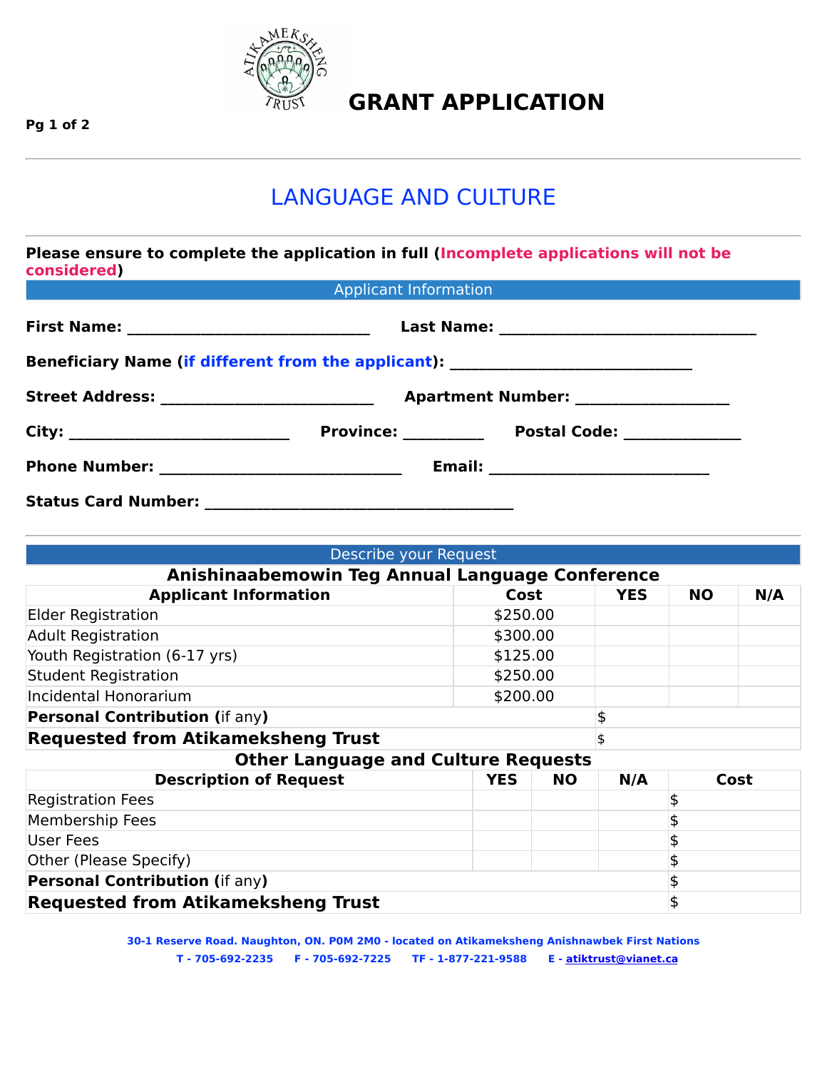# GRANT APPLICATION

## LANGUAGE AND CULTURE

**Please ensure to complete the application in full (Incomplete applications will not be considered)**

### Applicant Information

**First Name:** ______________________________ **Last Name:** ________________________________

**Beneficiary Name (if different from the applicant):** ______________________________

**Street Address:** __________________________ **Apartment Number:** ___________________

**City:** ___________________________ **Province:** __________ **Postal Code:** ______________

**Phone Number:** ______________________________ **Email:** ___________________________

**Status Card Number:** _______________________________________

### Describe your Request

**Anishinaabemowin Teg Annual Language Conference**

| Applicant Information | Cost | YES | NO | N/A |
|---|---|---|---|---|
| Elder Registration | $250.00 | | | |
| Adult Registration | $300.00 | | | |
| Youth Registration (6-17 yrs) | $125.00 | | | |
| Student Registration | $250.00 | | | |
| Incidental Honorarium | $200.00 | | | |
| **Personal Contribution (**if any**)** | | $ | | |
| **Requested from Atikameksheng Trust** | | $ | | |

**Other Language and Culture Requests**

| Description of Request | YES | NO | N/A | Cost |
|---|---|---|---|---|
| Registration Fees | | | | $ |
| Membership Fees | | | | $ |
| User Fees | | | | $ |
| Other (Please Specify) | | | | $ |
| **Personal Contribution (**if any**)** | | | | $ |
| **Requested from Atikameksheng Trust** | | | | $ |

30-1 Reserve Road. Naughton, ON. P0M 2M0 - located on Atikameksheng Anishnawbek First Nations

T - 705-692-2235 F - 705-692-7225 TF - 1-877-221-9588 E - atiktrust@vianet.ca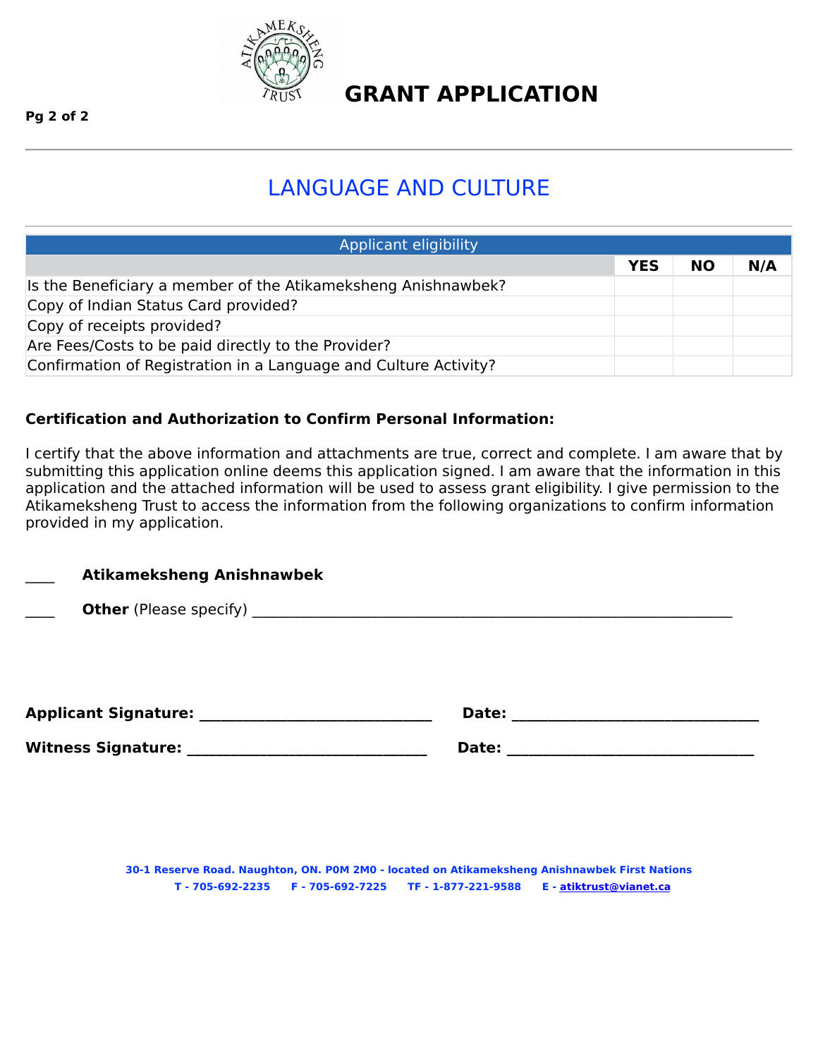# GRANT APPLICATION

## LANGUAGE AND CULTURE

| Applicant eligibility | | | |
|---|---|---|---|
| | **YES** | **NO** | **N/A** |
| Is the Beneficiary a member of the Atikameksheng Anishnawbek? | | | |
| Copy of Indian Status Card provided? | | | |
| Copy of receipts provided? | | | |
| Are Fees/Costs to be paid directly to the Provider? | | | |
| Confirmation of Registration in a Language and Culture Activity? | | | |

**Certification and Authorization to Confirm Personal Information:**

I certify that the above information and attachments are true, correct and complete. I am aware that by submitting this application online deems this application signed. I am aware that the information in this application and the attached information will be used to assess grant eligibility. I give permission to the Atikameksheng Trust to access the information from the following organizations to confirm information provided in my application.

____ **Atikameksheng Anishnawbek**

____ **Other** (Please specify) ______________________________________________________________

**Applicant Signature:** ______________________________ **Date:** ______________________________

**Witness Signature:** ______________________________ **Date:** ______________________________

30-1 Reserve Road. Naughton, ON. P0M 2M0 - located on Atikameksheng Anishnawbek First Nations
T - 705-692-2235 F - 705-692-7225 TF - 1-877-221-9588 E - atiktrust@vianet.ca